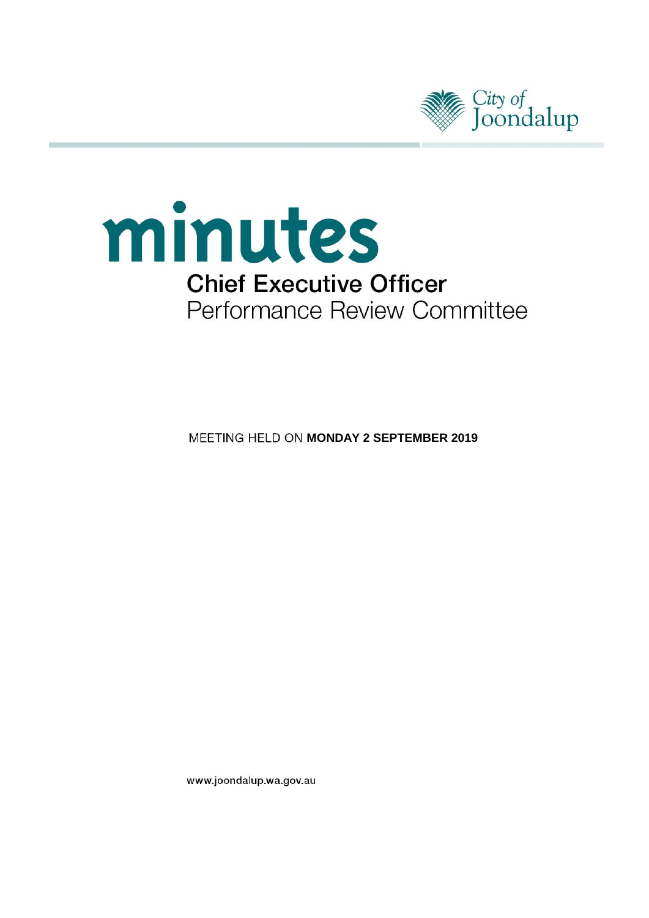City of Joondalup

# minutes

## Chief Executive Officer

## Performance Review Committee

MEETING HELD ON **MONDAY 2 SEPTEMBER 2019**

www.joondalup.wa.gov.au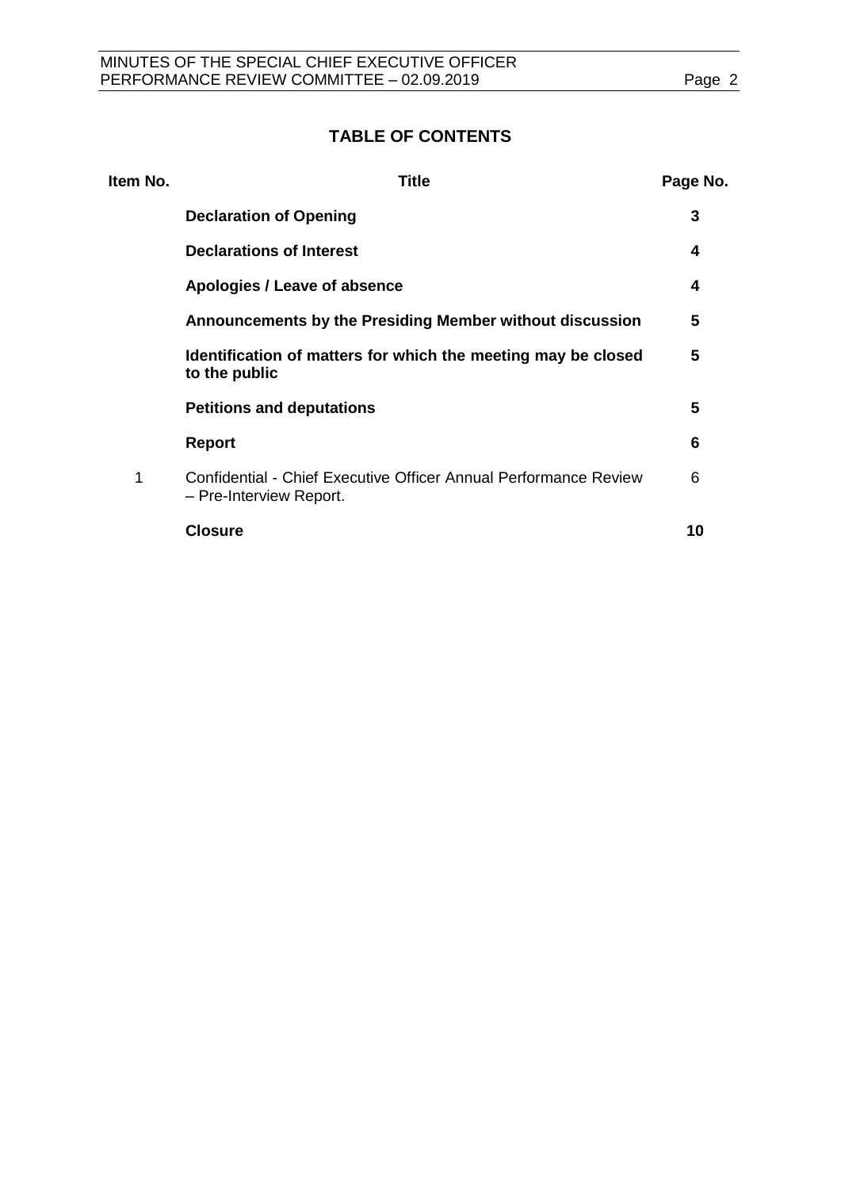## TABLE OF CONTENTS

| Item No. | Title | Page No. |
|---|---|---|
| | **Declaration of Opening** | **3** |
| | **Declarations of Interest** | **4** |
| | **Apologies / Leave of absence** | **4** |
| | **Announcements by the Presiding Member without discussion** | **5** |
| | **Identification of matters for which the meeting may be closed to the public** | **5** |
| | **Petitions and deputations** | **5** |
| | **Report** | **6** |
| 1 | Confidential - Chief Executive Officer Annual Performance Review – Pre-Interview Report. | 6 |
| | **Closure** | **10** |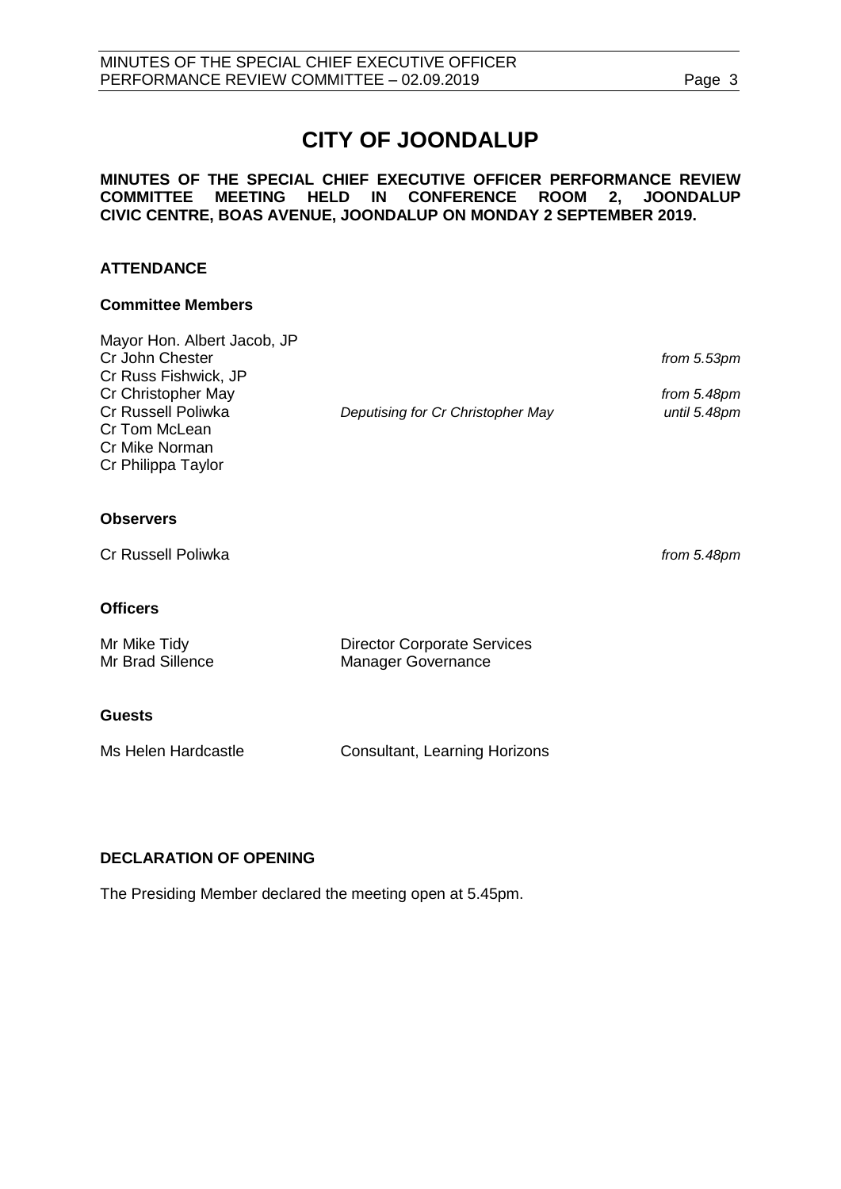# CITY OF JOONDALUP

**MINUTES OF THE SPECIAL CHIEF EXECUTIVE OFFICER PERFORMANCE REVIEW COMMITTEE MEETING HELD IN CONFERENCE ROOM 2, JOONDALUP CIVIC CENTRE, BOAS AVENUE, JOONDALUP ON MONDAY 2 SEPTEMBER 2019.**

## ATTENDANCE

### Committee Members

| | | |
|---|---|---|
| Mayor Hon. Albert Jacob, JP | | |
| Cr John Chester | | *from 5.53pm* |
| Cr Russ Fishwick, JP | | |
| Cr Christopher May | | *from 5.48pm* |
| Cr Russell Poliwka | *Deputising for Cr Christopher May* | *until 5.48pm* |
| Cr Tom McLean | | |
| Cr Mike Norman | | |
| Cr Philippa Taylor | | |

### Observers

| | |
|---|---|
| Cr Russell Poliwka | *from 5.48pm* |

### Officers

| | |
|---|---|
| Mr Mike Tidy | Director Corporate Services |
| Mr Brad Sillence | Manager Governance |

### Guests

| | |
|---|---|
| Ms Helen Hardcastle | Consultant, Learning Horizons |

## DECLARATION OF OPENING

The Presiding Member declared the meeting open at 5.45pm.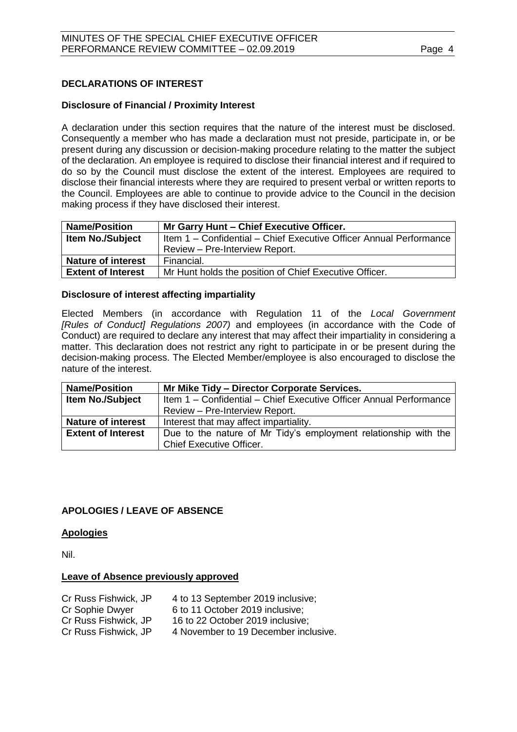## DECLARATIONS OF INTEREST

### Disclosure of Financial / Proximity Interest

A declaration under this section requires that the nature of the interest must be disclosed. Consequently a member who has made a declaration must not preside, participate in, or be present during any discussion or decision-making procedure relating to the matter the subject of the declaration. An employee is required to disclose their financial interest and if required to do so by the Council must disclose the extent of the interest. Employees are required to disclose their financial interests where they are required to present verbal or written reports to the Council. Employees are able to continue to provide advice to the Council in the decision making process if they have disclosed their interest.

| **Name/Position** | **Mr Garry Hunt – Chief Executive Officer.** |
|---|---|
| **Item No./Subject** | Item 1 – Confidential – Chief Executive Officer Annual Performance Review – Pre-Interview Report. |
| **Nature of interest** | Financial. |
| **Extent of Interest** | Mr Hunt holds the position of Chief Executive Officer. |

### Disclosure of interest affecting impartiality

Elected Members (in accordance with Regulation 11 of the *Local Government [Rules of Conduct] Regulations 2007)* and employees (in accordance with the Code of Conduct) are required to declare any interest that may affect their impartiality in considering a matter. This declaration does not restrict any right to participate in or be present during the decision-making process. The Elected Member/employee is also encouraged to disclose the nature of the interest.

| **Name/Position** | **Mr Mike Tidy – Director Corporate Services.** |
|---|---|
| **Item No./Subject** | Item 1 – Confidential – Chief Executive Officer Annual Performance Review – Pre-Interview Report. |
| **Nature of interest** | Interest that may affect impartiality. |
| **Extent of Interest** | Due to the nature of Mr Tidy's employment relationship with the Chief Executive Officer. |

## APOLOGIES / LEAVE OF ABSENCE

### Apologies

Nil.

### Leave of Absence previously approved

Cr Russ Fishwick, JP 4 to 13 September 2019 inclusive;
Cr Sophie Dwyer 6 to 11 October 2019 inclusive;
Cr Russ Fishwick, JP 16 to 22 October 2019 inclusive;
Cr Russ Fishwick, JP 4 November to 19 December inclusive.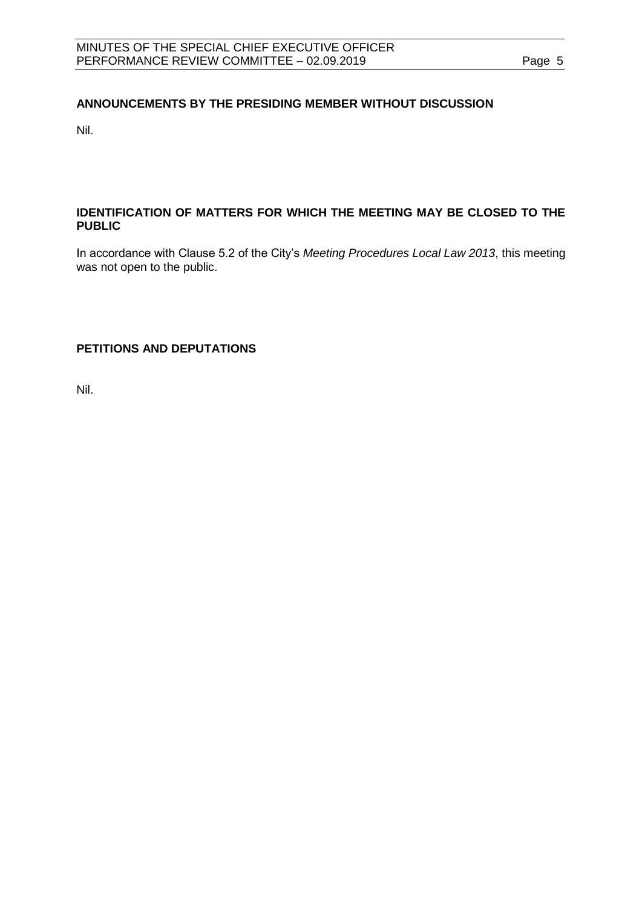## ANNOUNCEMENTS BY THE PRESIDING MEMBER WITHOUT DISCUSSION

Nil.

## IDENTIFICATION OF MATTERS FOR WHICH THE MEETING MAY BE CLOSED TO THE PUBLIC

In accordance with Clause 5.2 of the City's *Meeting Procedures Local Law 2013*, this meeting was not open to the public.

## PETITIONS AND DEPUTATIONS

Nil.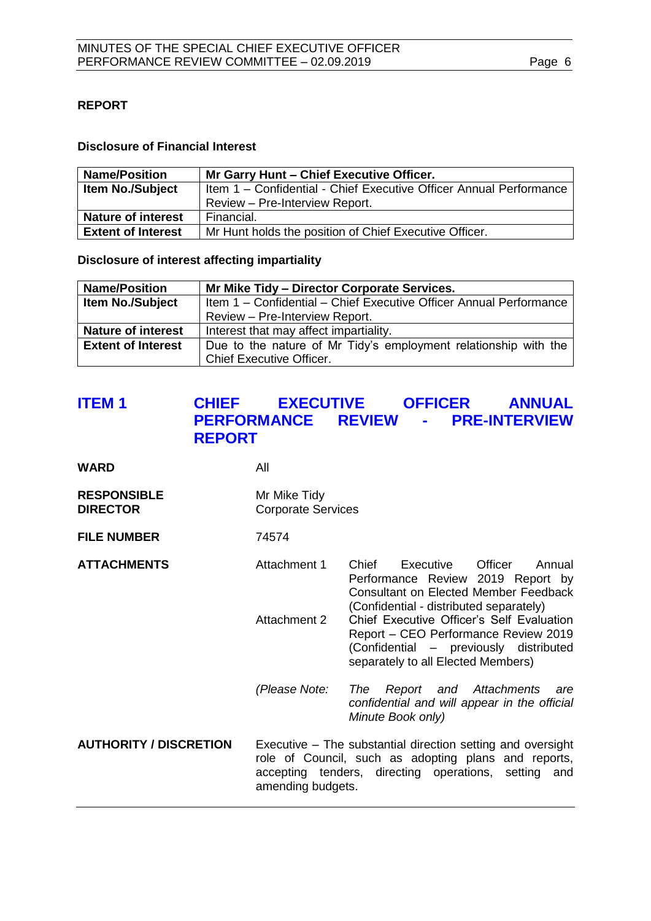**REPORT**

**Disclosure of Financial Interest**

| **Name/Position** | **Mr Garry Hunt – Chief Executive Officer.** |
|---|---|
| **Item No./Subject** | Item 1 – Confidential - Chief Executive Officer Annual Performance Review – Pre-Interview Report. |
| **Nature of interest** | Financial. |
| **Extent of Interest** | Mr Hunt holds the position of Chief Executive Officer. |

**Disclosure of interest affecting impartiality**

| **Name/Position** | **Mr Mike Tidy – Director Corporate Services.** |
|---|---|
| **Item No./Subject** | Item 1 – Confidential – Chief Executive Officer Annual Performance Review – Pre-Interview Report. |
| **Nature of interest** | Interest that may affect impartiality. |
| **Extent of Interest** | Due to the nature of Mr Tidy's employment relationship with the Chief Executive Officer. |

## ITEM 1 CHIEF EXECUTIVE OFFICER ANNUAL PERFORMANCE REVIEW - PRE-INTERVIEW REPORT

**WARD** All

**RESPONSIBLE DIRECTOR** Mr Mike Tidy
Corporate Services

**FILE NUMBER** 74574

**ATTACHMENTS**

Attachment 1 Chief Executive Officer Annual Performance Review 2019 Report by Consultant on Elected Member Feedback (Confidential - distributed separately)

Attachment 2 Chief Executive Officer's Self Evaluation Report – CEO Performance Review 2019 (Confidential – previously distributed separately to all Elected Members)

*(Please Note: The Report and Attachments are confidential and will appear in the official Minute Book only)*

**AUTHORITY / DISCRETION** Executive – The substantial direction setting and oversight role of Council, such as adopting plans and reports, accepting tenders, directing operations, setting and amending budgets.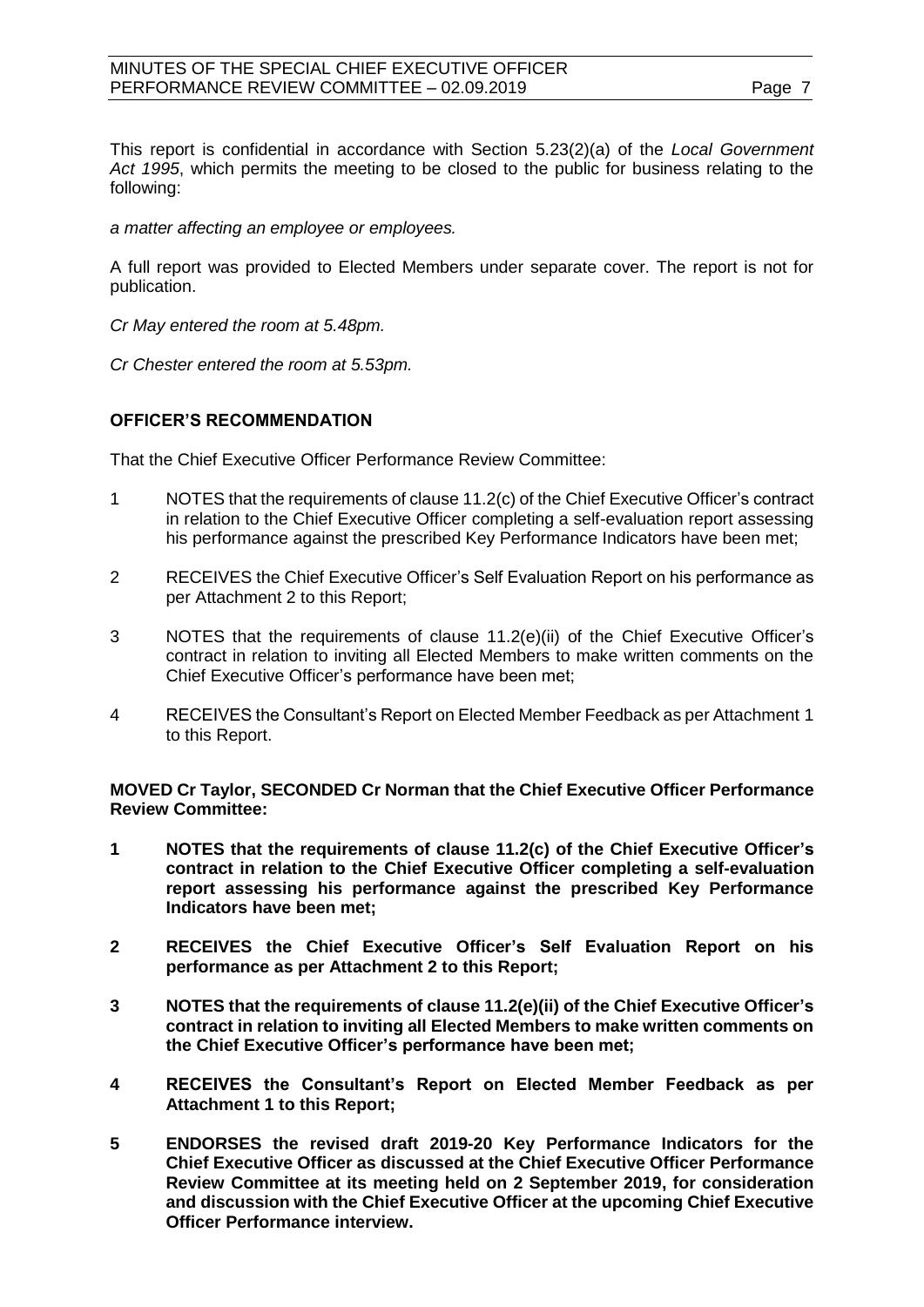This report is confidential in accordance with Section 5.23(2)(a) of the *Local Government Act 1995*, which permits the meeting to be closed to the public for business relating to the following:

*a matter affecting an employee or employees.*

A full report was provided to Elected Members under separate cover. The report is not for publication.

*Cr May entered the room at 5.48pm.*

*Cr Chester entered the room at 5.53pm.*

**OFFICER'S RECOMMENDATION**

That the Chief Executive Officer Performance Review Committee:

1 NOTES that the requirements of clause 11.2(c) of the Chief Executive Officer's contract in relation to the Chief Executive Officer completing a self-evaluation report assessing his performance against the prescribed Key Performance Indicators have been met;

2 RECEIVES the Chief Executive Officer's Self Evaluation Report on his performance as per Attachment 2 to this Report;

3 NOTES that the requirements of clause 11.2(e)(ii) of the Chief Executive Officer's contract in relation to inviting all Elected Members to make written comments on the Chief Executive Officer's performance have been met;

4 RECEIVES the Consultant's Report on Elected Member Feedback as per Attachment 1 to this Report.

**MOVED Cr Taylor, SECONDED Cr Norman that the Chief Executive Officer Performance Review Committee:**

**1 NOTES that the requirements of clause 11.2(c) of the Chief Executive Officer's contract in relation to the Chief Executive Officer completing a self-evaluation report assessing his performance against the prescribed Key Performance Indicators have been met;**

**2 RECEIVES the Chief Executive Officer's Self Evaluation Report on his performance as per Attachment 2 to this Report;**

**3 NOTES that the requirements of clause 11.2(e)(ii) of the Chief Executive Officer's contract in relation to inviting all Elected Members to make written comments on the Chief Executive Officer's performance have been met;**

**4 RECEIVES the Consultant's Report on Elected Member Feedback as per Attachment 1 to this Report;**

**5 ENDORSES the revised draft 2019-20 Key Performance Indicators for the Chief Executive Officer as discussed at the Chief Executive Officer Performance Review Committee at its meeting held on 2 September 2019, for consideration and discussion with the Chief Executive Officer at the upcoming Chief Executive Officer Performance interview.**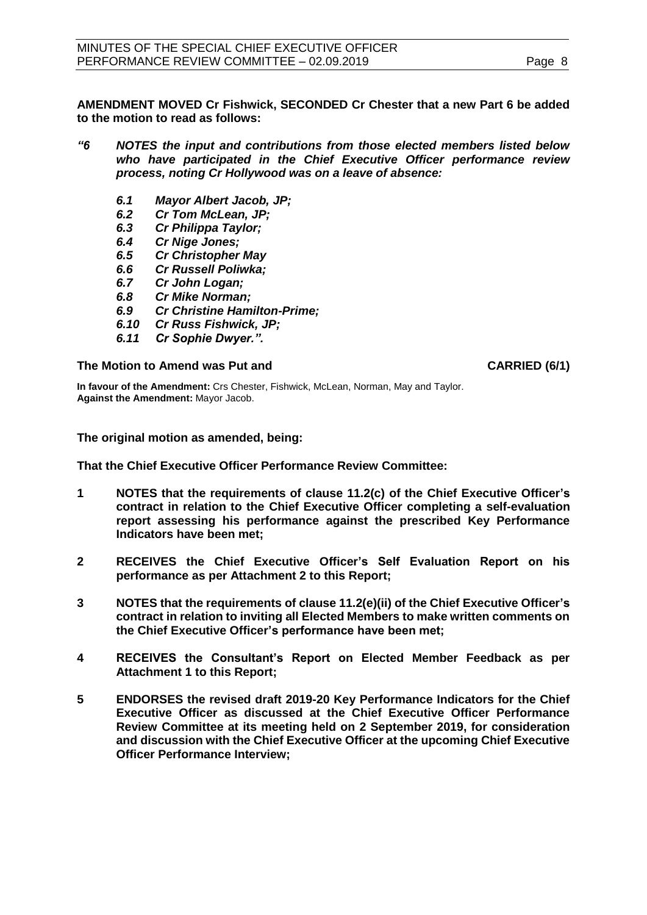**AMENDMENT MOVED Cr Fishwick, SECONDED Cr Chester that a new Part 6 be added to the motion to read as follows:**

***"6 NOTES the input and contributions from those elected members listed below who have participated in the Chief Executive Officer performance review process, noting Cr Hollywood was on a leave of absence:***

- ***6.1 Mayor Albert Jacob, JP;***
- ***6.2 Cr Tom McLean, JP;***
- ***6.3 Cr Philippa Taylor;***
- ***6.4 Cr Nige Jones;***
- ***6.5 Cr Christopher May***
- ***6.6 Cr Russell Poliwka;***
- ***6.7 Cr John Logan;***
- ***6.8 Cr Mike Norman;***
- ***6.9 Cr Christine Hamilton-Prime;***
- ***6.10 Cr Russ Fishwick, JP;***
- ***6.11 Cr Sophie Dwyer.".***

**The Motion to Amend was Put and CARRIED (6/1)**

**In favour of the Amendment:** Crs Chester, Fishwick, McLean, Norman, May and Taylor.
**Against the Amendment:** Mayor Jacob.

**The original motion as amended, being:**

**That the Chief Executive Officer Performance Review Committee:**

**1 NOTES that the requirements of clause 11.2(c) of the Chief Executive Officer's contract in relation to the Chief Executive Officer completing a self-evaluation report assessing his performance against the prescribed Key Performance Indicators have been met;**

**2 RECEIVES the Chief Executive Officer's Self Evaluation Report on his performance as per Attachment 2 to this Report;**

**3 NOTES that the requirements of clause 11.2(e)(ii) of the Chief Executive Officer's contract in relation to inviting all Elected Members to make written comments on the Chief Executive Officer's performance have been met;**

**4 RECEIVES the Consultant's Report on Elected Member Feedback as per Attachment 1 to this Report;**

**5 ENDORSES the revised draft 2019-20 Key Performance Indicators for the Chief Executive Officer as discussed at the Chief Executive Officer Performance Review Committee at its meeting held on 2 September 2019, for consideration and discussion with the Chief Executive Officer at the upcoming Chief Executive Officer Performance Interview;**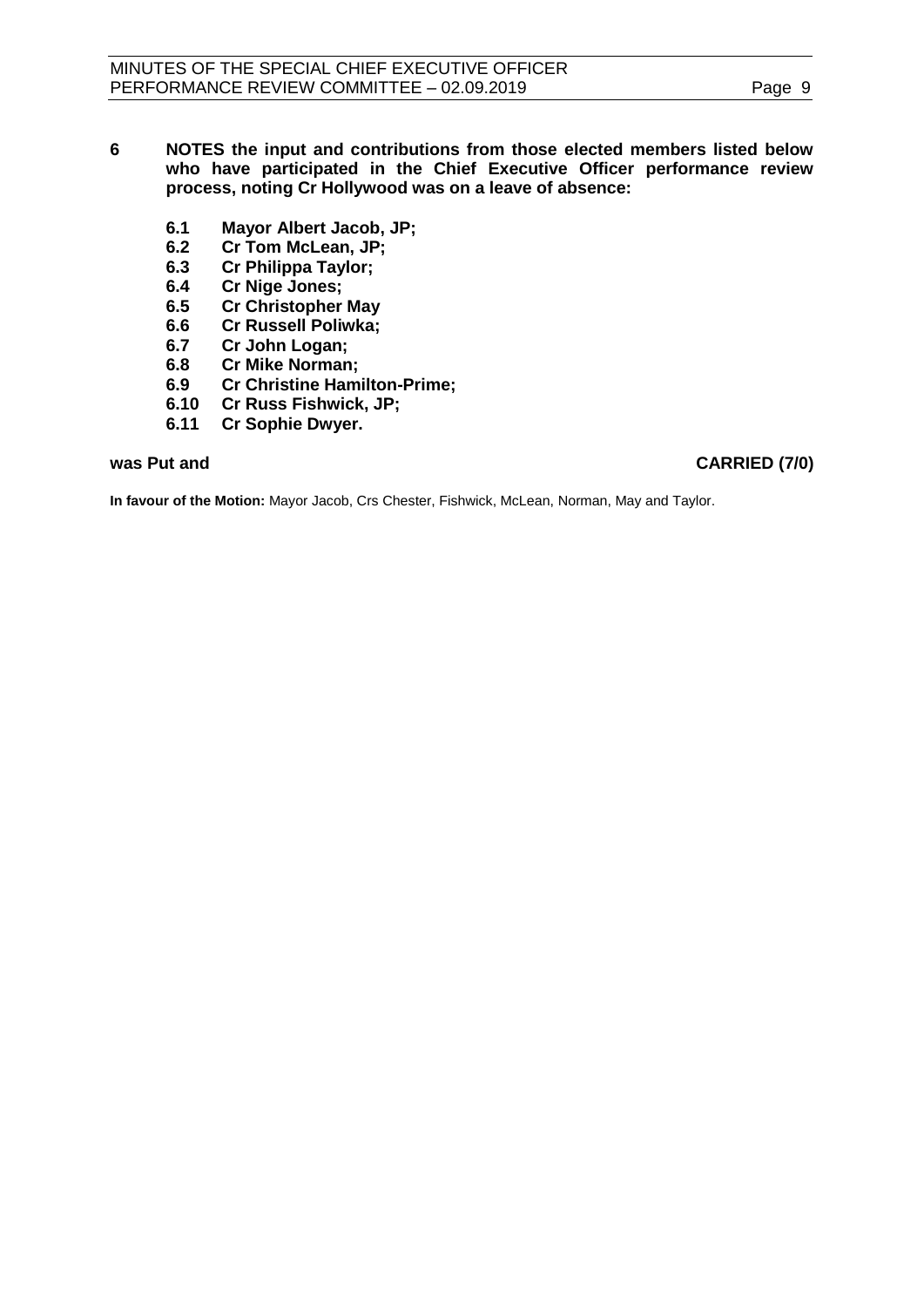**6 NOTES the input and contributions from those elected members listed below who have participated in the Chief Executive Officer performance review process, noting Cr Hollywood was on a leave of absence:**

- **6.1 Mayor Albert Jacob, JP;**
- **6.2 Cr Tom McLean, JP;**
- **6.3 Cr Philippa Taylor;**
- **6.4 Cr Nige Jones;**
- **6.5 Cr Christopher May**
- **6.6 Cr Russell Poliwka;**
- **6.7 Cr John Logan;**
- **6.8 Cr Mike Norman;**
- **6.9 Cr Christine Hamilton-Prime;**
- **6.10 Cr Russ Fishwick, JP;**
- **6.11 Cr Sophie Dwyer.**

**was Put and CARRIED (7/0)**

**In favour of the Motion:** Mayor Jacob, Crs Chester, Fishwick, McLean, Norman, May and Taylor.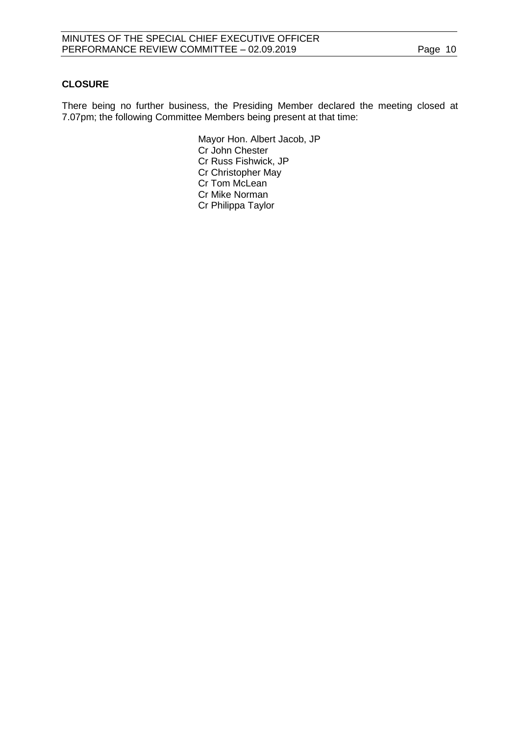## CLOSURE

There being no further business, the Presiding Member declared the meeting closed at 7.07pm; the following Committee Members being present at that time:

Mayor Hon. Albert Jacob, JP
Cr John Chester
Cr Russ Fishwick, JP
Cr Christopher May
Cr Tom McLean
Cr Mike Norman
Cr Philippa Taylor